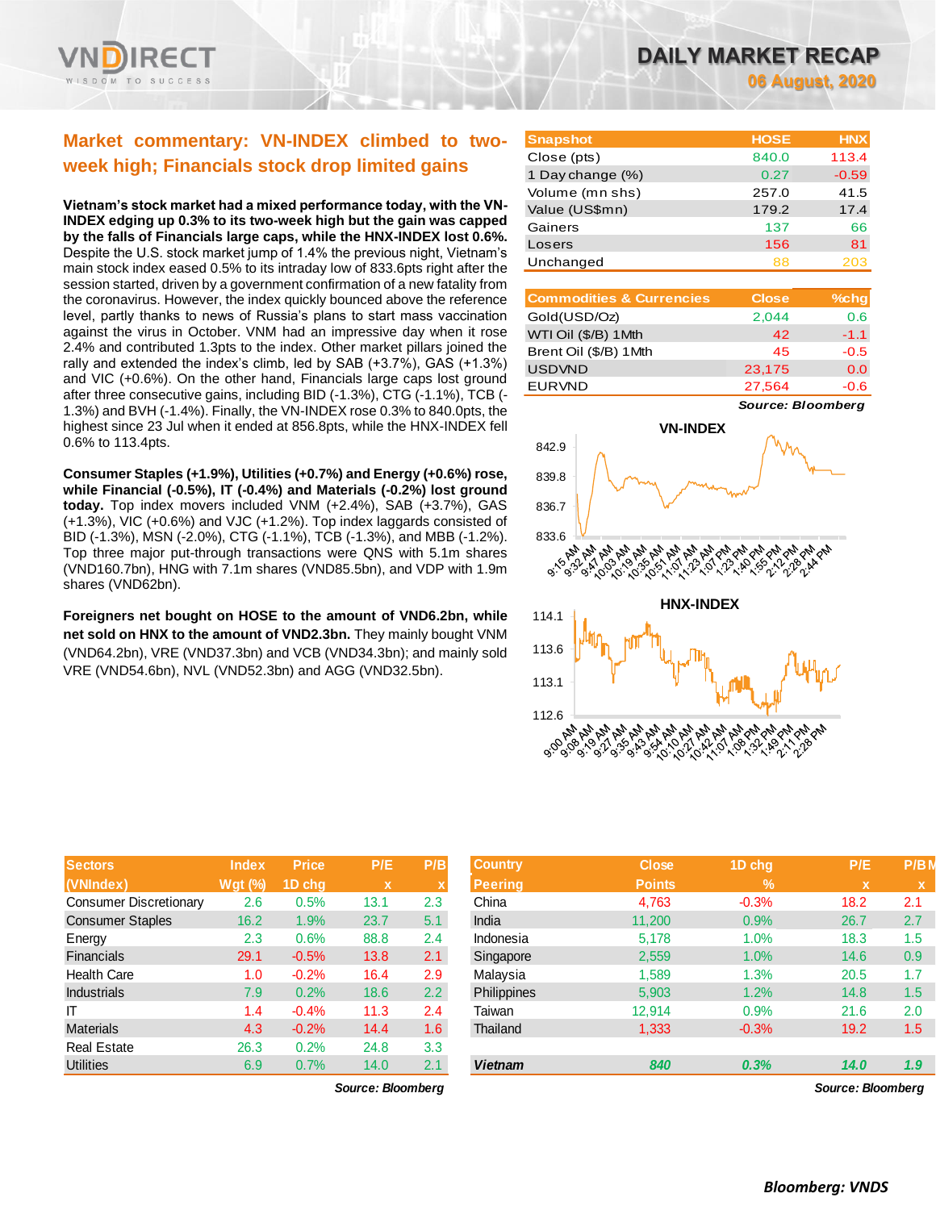# DAILY MARKET RECAP

**06 August, 2020**

## Market commentary: VN-INDEX climbed to two-week high; Financials stock drop limited gains

**Vietnam's stock market had a mixed performance today, with the VN-INDEX edging up 0.3% to its two-week high but the gain was capped by the falls of Financials large caps, while the HNX-INDEX lost 0.6%.** Despite the U.S. stock market jump of 1.4% the previous night, Vietnam's main stock index eased 0.5% to its intraday low of 833.6pts right after the session started, driven by a government confirmation of a new fatality from the coronavirus. However, the index quickly bounced above the reference level, partly thanks to news of Russia's plans to start mass vaccination against the virus in October. VNM had an impressive day when it rose 2.4% and contributed 1.3pts to the index. Other market pillars joined the rally and extended the index's climb, led by SAB (+3.7%), GAS (+1.3%) and VIC (+0.6%). On the other hand, Financials large caps lost ground after three consecutive gains, including BID (-1.3%), CTG (-1.1%), TCB (-1.3%) and BVH (-1.4%). Finally, the VN-INDEX rose 0.3% to 840.0pts, the highest since 23 Jul when it ended at 856.8pts, while the HNX-INDEX fell 0.6% to 113.4pts.

**Consumer Staples (+1.9%), Utilities (+0.7%) and Energy (+0.6%) rose, while Financial (-0.5%), IT (-0.4%) and Materials (-0.2%) lost ground today.** Top index movers included VNM (+2.4%), SAB (+3.7%), GAS (+1.3%), VIC (+0.6%) and VJC (+1.2%). Top index laggards consisted of BID (-1.3%), MSN (-2.0%), CTG (-1.1%), TCB (-1.3%), and MBB (-1.2%). Top three major put-through transactions were QNS with 5.1m shares (VND160.7bn), HNG with 7.1m shares (VND85.5bn), and VDP with 1.9m shares (VND62bn).

**Foreigners net bought on HOSE to the amount of VND6.2bn, while net sold on HNX to the amount of VND2.3bn.** They mainly bought VNM (VND64.2bn), VRE (VND37.3bn) and VCB (VND34.3bn); and mainly sold VRE (VND54.6bn), NVL (VND52.3bn) and AGG (VND32.5bn).

| Snapshot | HOSE | HNX |
|---|---|---|
| Close (pts) | 840.0 | 113.4 |
| 1 Day change (%) | 0.27 | -0.59 |
| Volume (mn shs) | 257.0 | 41.5 |
| Value (US$mn) | 179.2 | 17.4 |
| Gainers | 137 | 66 |
| Losers | 156 | 81 |
| Unchanged | 88 | 203 |

| Commodities & Currencies | Close | %chg |
|---|---|---|
| Gold(USD/Oz) | 2,044 | 0.6 |
| WTI Oil ($/B) 1Mth | 42 | -1.1 |
| Brent Oil ($/B) 1Mth | 45 | -0.5 |
| USDVND | 23,175 | 0.0 |
| EURVND | 27,564 | -0.6 |

*Source: Bloomberg*

VN-INDEX
842.9
839.8
836.7
833.6
9:15 AM 9:32 AM 9:47 AM 10:03 AM 10:19 AM 10:35 AM 10:51 AM 11:07 AM 11:23 AM 1:07 PM 1:23 PM 1:40 PM 1:55 PM 2:12 PM 2:28 PM 2:44 PM

HNX-INDEX
114.1
113.6
113.1
112.6
9:00 AM 9:08 AM 9:19 AM 9:27 AM 9:35 AM 9:43 AM 9:54 AM 10:10 AM 10:27 AM 10:42 AM 11:07 AM 1:08 PM 1:32 PM 1:49 PM 2:11 PM 2:28 PM

| Sectors (VNIndex) | Index Wgt (%) | Price 1D chg | P/E x | P/B x |
|---|---|---|---|---|
| Consumer Discretionary | 2.6 | 0.5% | 13.1 | 2.3 |
| Consumer Staples | 16.2 | 1.9% | 23.7 | 5.1 |
| Energy | 2.3 | 0.6% | 88.8 | 2.4 |
| Financials | 29.1 | -0.5% | 13.8 | 2.1 |
| Health Care | 1.0 | -0.2% | 16.4 | 2.9 |
| Industrials | 7.9 | 0.2% | 18.6 | 2.2 |
| IT | 1.4 | -0.4% | 11.3 | 2.4 |
| Materials | 4.3 | -0.2% | 14.4 | 1.6 |
| Real Estate | 26.3 | 0.2% | 24.8 | 3.3 |
| Utilities | 6.9 | 0.7% | 14.0 | 2.1 |

*Source: Bloomberg*

| Country Peering | Close Points | 1D chg % | P/E x | P/B x |
|---|---|---|---|---|
| China | 4,763 | -0.3% | 18.2 | 2.1 |
| India | 11,200 | 0.9% | 26.7 | 2.7 |
| Indonesia | 5,178 | 1.0% | 18.3 | 1.5 |
| Singapore | 2,559 | 1.0% | 14.6 | 0.9 |
| Malaysia | 1,589 | 1.3% | 20.5 | 1.7 |
| Philippines | 5,903 | 1.2% | 14.8 | 1.5 |
| Taiwan | 12,914 | 0.9% | 21.6 | 2.0 |
| Thailand | 1,333 | -0.3% | 19.2 | 1.5 |
| ***Vietnam*** | ***840*** | ***0.3%*** | ***14.0*** | ***1.9*** |

*Source: Bloomberg*

***Bloomberg: VNDS***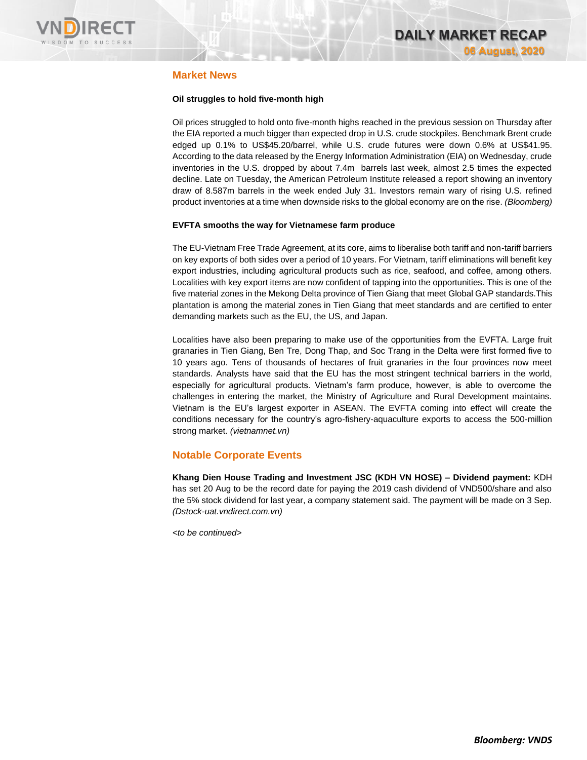## Market News

**Oil struggles to hold five-month high**

Oil prices struggled to hold onto five-month highs reached in the previous session on Thursday after the EIA reported a much bigger than expected drop in U.S. crude stockpiles. Benchmark Brent crude edged up 0.1% to US$45.20/barrel, while U.S. crude futures were down 0.6% at US$41.95. According to the data released by the Energy Information Administration (EIA) on Wednesday, crude inventories in the U.S. dropped by about 7.4m barrels last week, almost 2.5 times the expected decline. Late on Tuesday, the American Petroleum Institute released a report showing an inventory draw of 8.587m barrels in the week ended July 31. Investors remain wary of rising U.S. refined product inventories at a time when downside risks to the global economy are on the rise. *(Bloomberg)*

**EVFTA smooths the way for Vietnamese farm produce**

The EU-Vietnam Free Trade Agreement, at its core, aims to liberalise both tariff and non-tariff barriers on key exports of both sides over a period of 10 years. For Vietnam, tariff eliminations will benefit key export industries, including agricultural products such as rice, seafood, and coffee, among others. Localities with key export items are now confident of tapping into the opportunities. This is one of the five material zones in the Mekong Delta province of Tien Giang that meet Global GAP standards.This plantation is among the material zones in Tien Giang that meet standards and are certified to enter demanding markets such as the EU, the US, and Japan.

Localities have also been preparing to make use of the opportunities from the EVFTA. Large fruit granaries in Tien Giang, Ben Tre, Dong Thap, and Soc Trang in the Delta were first formed five to 10 years ago. Tens of thousands of hectares of fruit granaries in the four provinces now meet standards. Analysts have said that the EU has the most stringent technical barriers in the world, especially for agricultural products. Vietnam's farm produce, however, is able to overcome the challenges in entering the market, the Ministry of Agriculture and Rural Development maintains. Vietnam is the EU's largest exporter in ASEAN. The EVFTA coming into effect will create the conditions necessary for the country's agro-fishery-aquaculture exports to access the 500-million strong market. *(vietnamnet.vn)*

## Notable Corporate Events

**Khang Dien House Trading and Investment JSC (KDH VN HOSE) – Dividend payment:** KDH has set 20 Aug to be the record date for paying the 2019 cash dividend of VND500/share and also the 5% stock dividend for last year, a company statement said. The payment will be made on 3 Sep. *(Dstock-uat.vndirect.com.vn)*

*<to be continued>*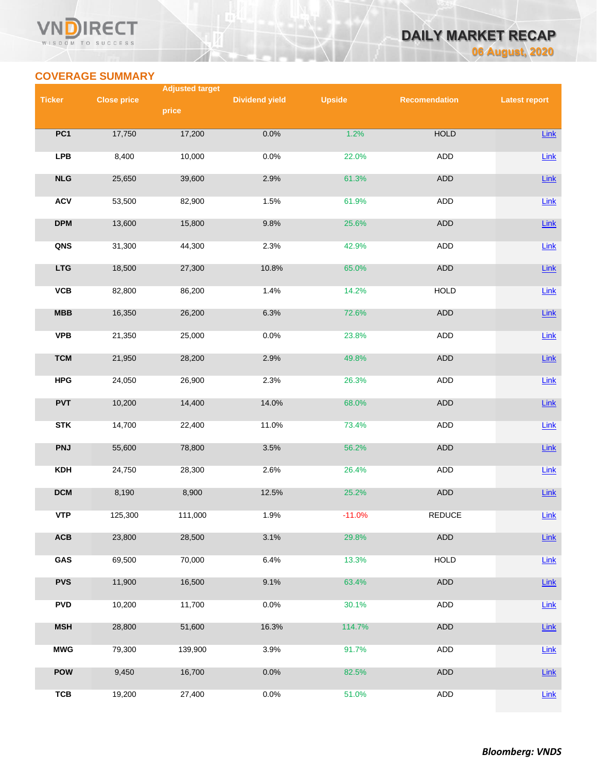## COVERAGE SUMMARY

| Ticker | Close price | Adjusted target price | Dividend yield | Upside | Recomendation | Latest report |
|---|---|---|---|---|---|---|
| PC1 | 17,750 | 17,200 | 0.0% | 1.2% | HOLD | Link |
| LPB | 8,400 | 10,000 | 0.0% | 22.0% | ADD | Link |
| NLG | 25,650 | 39,600 | 2.9% | 61.3% | ADD | Link |
| ACV | 53,500 | 82,900 | 1.5% | 61.9% | ADD | Link |
| DPM | 13,600 | 15,800 | 9.8% | 25.6% | ADD | Link |
| QNS | 31,300 | 44,300 | 2.3% | 42.9% | ADD | Link |
| LTG | 18,500 | 27,300 | 10.8% | 65.0% | ADD | Link |
| VCB | 82,800 | 86,200 | 1.4% | 14.2% | HOLD | Link |
| MBB | 16,350 | 26,200 | 6.3% | 72.6% | ADD | Link |
| VPB | 21,350 | 25,000 | 0.0% | 23.8% | ADD | Link |
| TCM | 21,950 | 28,200 | 2.9% | 49.8% | ADD | Link |
| HPG | 24,050 | 26,900 | 2.3% | 26.3% | ADD | Link |
| PVT | 10,200 | 14,400 | 14.0% | 68.0% | ADD | Link |
| STK | 14,700 | 22,400 | 11.0% | 73.4% | ADD | Link |
| PNJ | 55,600 | 78,800 | 3.5% | 56.2% | ADD | Link |
| KDH | 24,750 | 28,300 | 2.6% | 26.4% | ADD | Link |
| DCM | 8,190 | 8,900 | 12.5% | 25.2% | ADD | Link |
| VTP | 125,300 | 111,000 | 1.9% | -11.0% | REDUCE | Link |
| ACB | 23,800 | 28,500 | 3.1% | 29.8% | ADD | Link |
| GAS | 69,500 | 70,000 | 6.4% | 13.3% | HOLD | Link |
| PVS | 11,900 | 16,500 | 9.1% | 63.4% | ADD | Link |
| PVD | 10,200 | 11,700 | 0.0% | 30.1% | ADD | Link |
| MSH | 28,800 | 51,600 | 16.3% | 114.7% | ADD | Link |
| MWG | 79,300 | 139,900 | 3.9% | 91.7% | ADD | Link |
| POW | 9,450 | 16,700 | 0.0% | 82.5% | ADD | Link |
| TCB | 19,200 | 27,400 | 0.0% | 51.0% | ADD | Link |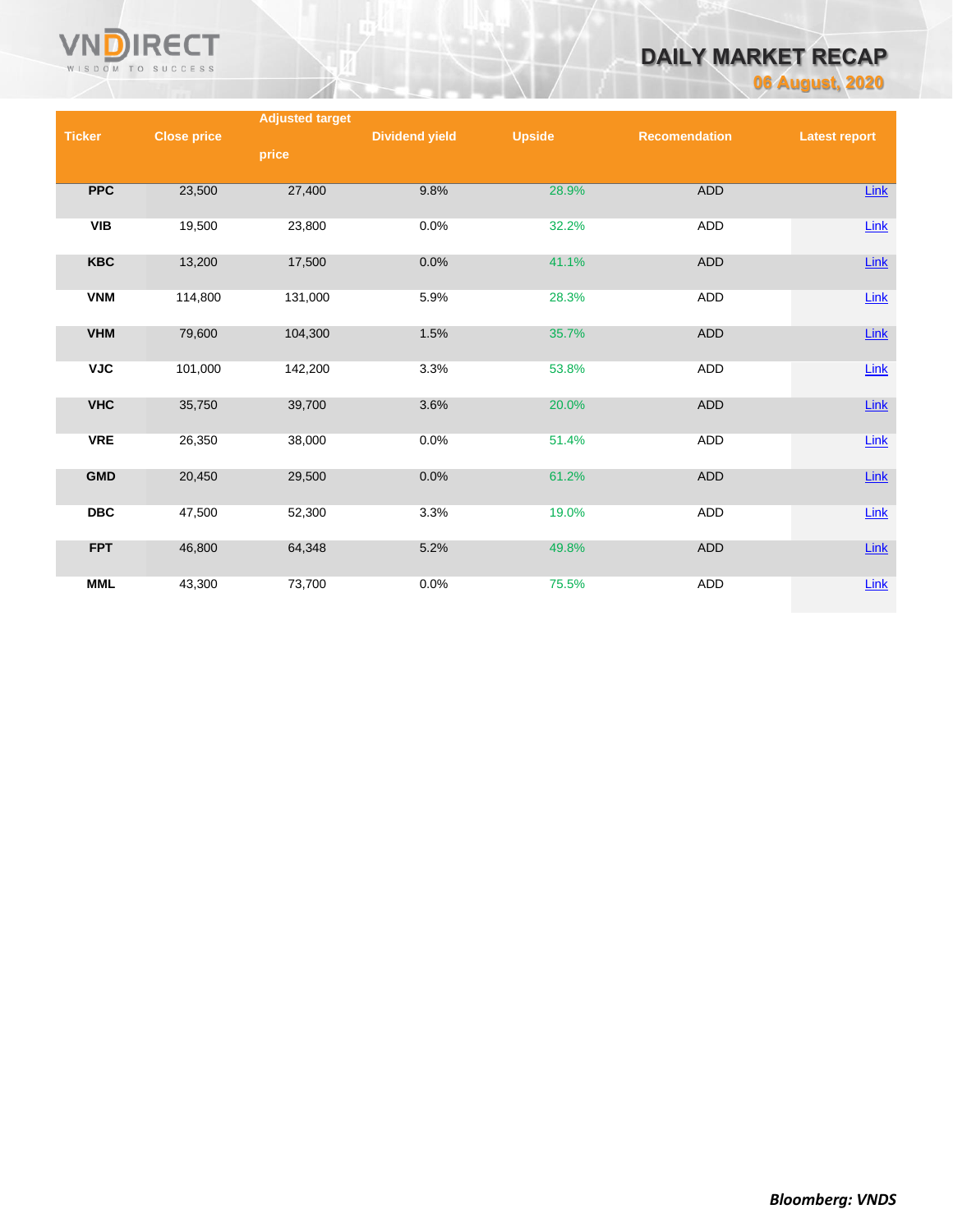| Ticker | Close price | Adjusted target price | Dividend yield | Upside | Recomendation | Latest report |
|---|---|---|---|---|---|---|
| PPC | 23,500 | 27,400 | 9.8% | 28.9% | ADD | Link |
| VIB | 19,500 | 23,800 | 0.0% | 32.2% | ADD | Link |
| KBC | 13,200 | 17,500 | 0.0% | 41.1% | ADD | Link |
| VNM | 114,800 | 131,000 | 5.9% | 28.3% | ADD | Link |
| VHM | 79,600 | 104,300 | 1.5% | 35.7% | ADD | Link |
| VJC | 101,000 | 142,200 | 3.3% | 53.8% | ADD | Link |
| VHC | 35,750 | 39,700 | 3.6% | 20.0% | ADD | Link |
| VRE | 26,350 | 38,000 | 0.0% | 51.4% | ADD | Link |
| GMD | 20,450 | 29,500 | 0.0% | 61.2% | ADD | Link |
| DBC | 47,500 | 52,300 | 3.3% | 19.0% | ADD | Link |
| FPT | 46,800 | 64,348 | 5.2% | 49.8% | ADD | Link |
| MML | 43,300 | 73,700 | 0.0% | 75.5% | ADD | Link |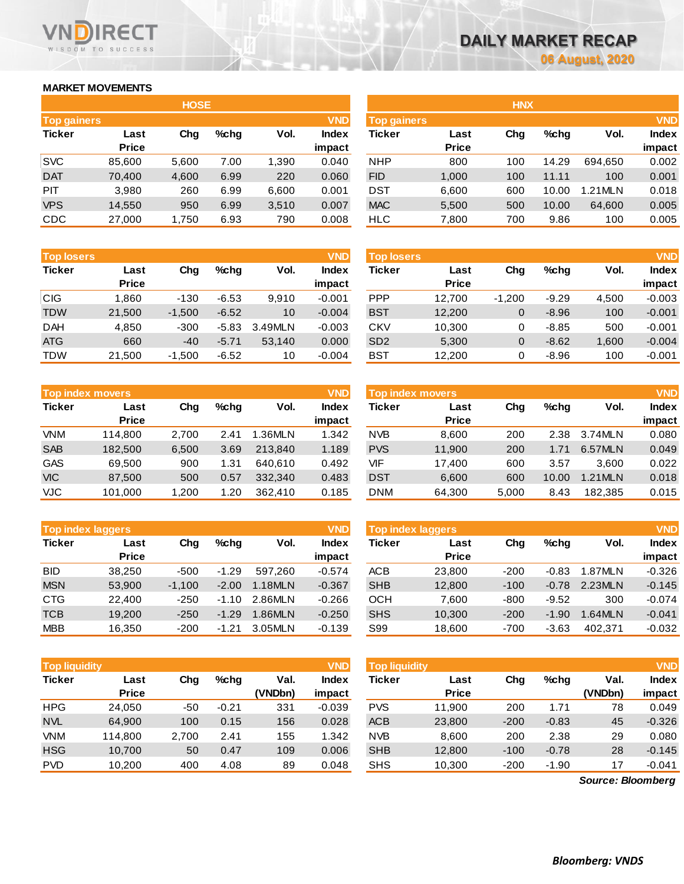# DAILY MARKET RECAP

06 August, 2020

## MARKET MOVEMENTS

### HOSE

**Top gainers** (VND)

| Ticker | Last Price | Chg | %chg | Vol. | Index impact |
|---|---|---|---|---|---|
| SVC | 85,600 | 5,600 | 7.00 | 1,390 | 0.040 |
| DAT | 70,400 | 4,600 | 6.99 | 220 | 0.060 |
| PIT | 3,980 | 260 | 6.99 | 6,600 | 0.001 |
| VPS | 14,550 | 950 | 6.99 | 3,510 | 0.007 |
| CDC | 27,000 | 1,750 | 6.93 | 790 | 0.008 |

**Top losers** (VND)

| Ticker | Last Price | Chg | %chg | Vol. | Index impact |
|---|---|---|---|---|---|
| CIG | 1,860 | -130 | -6.53 | 9,910 | -0.001 |
| TDW | 21,500 | -1,500 | -6.52 | 10 | -0.004 |
| DAH | 4,850 | -300 | -5.83 | 3.49MLN | -0.003 |
| ATG | 660 | -40 | -5.71 | 53,140 | 0.000 |
| TDW | 21,500 | -1,500 | -6.52 | 10 | -0.004 |

**Top index movers** (VND)

| Ticker | Last Price | Chg | %chg | Vol. | Index impact |
|---|---|---|---|---|---|
| VNM | 114,800 | 2,700 | 2.41 | 1.36MLN | 1.342 |
| SAB | 182,500 | 6,500 | 3.69 | 213,840 | 1.189 |
| GAS | 69,500 | 900 | 1.31 | 640,610 | 0.492 |
| VIC | 87,500 | 500 | 0.57 | 332,340 | 0.483 |
| VJC | 101,000 | 1,200 | 1.20 | 362,410 | 0.185 |

**Top index laggers** (VND)

| Ticker | Last Price | Chg | %chg | Vol. | Index impact |
|---|---|---|---|---|---|
| BID | 38,250 | -500 | -1.29 | 597,260 | -0.574 |
| MSN | 53,900 | -1,100 | -2.00 | 1.18MLN | -0.367 |
| CTG | 22,400 | -250 | -1.10 | 2.86MLN | -0.266 |
| TCB | 19,200 | -250 | -1.29 | 1.86MLN | -0.250 |
| MBB | 16,350 | -200 | -1.21 | 3.05MLN | -0.139 |

**Top liquidity** (VND)

| Ticker | Last Price | Chg | %chg | Val. (VNDbn) | Index impact |
|---|---|---|---|---|---|
| HPG | 24,050 | -50 | -0.21 | 331 | -0.039 |
| NVL | 64,900 | 100 | 0.15 | 156 | 0.028 |
| VNM | 114,800 | 2,700 | 2.41 | 155 | 1.342 |
| HSG | 10,700 | 50 | 0.47 | 109 | 0.006 |
| PVD | 10,200 | 400 | 4.08 | 89 | 0.048 |

### HNX

**Top gainers** (VND)

| Ticker | Last Price | Chg | %chg | Vol. | Index impact |
|---|---|---|---|---|---|
| NHP | 800 | 100 | 14.29 | 694,650 | 0.002 |
| FID | 1,000 | 100 | 11.11 | 100 | 0.001 |
| DST | 6,600 | 600 | 10.00 | 1.21MLN | 0.018 |
| MAC | 5,500 | 500 | 10.00 | 64,600 | 0.005 |
| HLC | 7,800 | 700 | 9.86 | 100 | 0.005 |

**Top losers** (VND)

| Ticker | Last Price | Chg | %chg | Vol. | Index impact |
|---|---|---|---|---|---|
| PPP | 12,700 | -1,200 | -9.29 | 4,500 | -0.003 |
| BST | 12,200 | 0 | -8.96 | 100 | -0.001 |
| CKV | 10,300 | 0 | -8.85 | 500 | -0.001 |
| SD2 | 5,300 | 0 | -8.62 | 1,600 | -0.004 |
| BST | 12,200 | 0 | -8.96 | 100 | -0.001 |

**Top index movers** (VND)

| Ticker | Last Price | Chg | %chg | Vol. | Index impact |
|---|---|---|---|---|---|
| NVB | 8,600 | 200 | 2.38 | 3.74MLN | 0.080 |
| PVS | 11,900 | 200 | 1.71 | 6.57MLN | 0.049 |
| VIF | 17,400 | 600 | 3.57 | 3,600 | 0.022 |
| DST | 6,600 | 600 | 10.00 | 1.21MLN | 0.018 |
| DNM | 64,300 | 5,000 | 8.43 | 182,385 | 0.015 |

**Top index laggers** (VND)

| Ticker | Last Price | Chg | %chg | Vol. | Index impact |
|---|---|---|---|---|---|
| ACB | 23,800 | -200 | -0.83 | 1.87MLN | -0.326 |
| SHB | 12,800 | -100 | -0.78 | 2.23MLN | -0.145 |
| OCH | 7,600 | -800 | -9.52 | 300 | -0.074 |
| SHS | 10,300 | -200 | -1.90 | 1.64MLN | -0.041 |
| S99 | 18,600 | -700 | -3.63 | 402,371 | -0.032 |

**Top liquidity** (VND)

| Ticker | Last Price | Chg | %chg | Val. (VNDbn) | Index impact |
|---|---|---|---|---|---|
| PVS | 11,900 | 200 | 1.71 | 78 | 0.049 |
| ACB | 23,800 | -200 | -0.83 | 45 | -0.326 |
| NVB | 8,600 | 200 | 2.38 | 29 | 0.080 |
| SHB | 12,800 | -100 | -0.78 | 28 | -0.145 |
| SHS | 10,300 | -200 | -1.90 | 17 | -0.041 |

***Source: Bloomberg***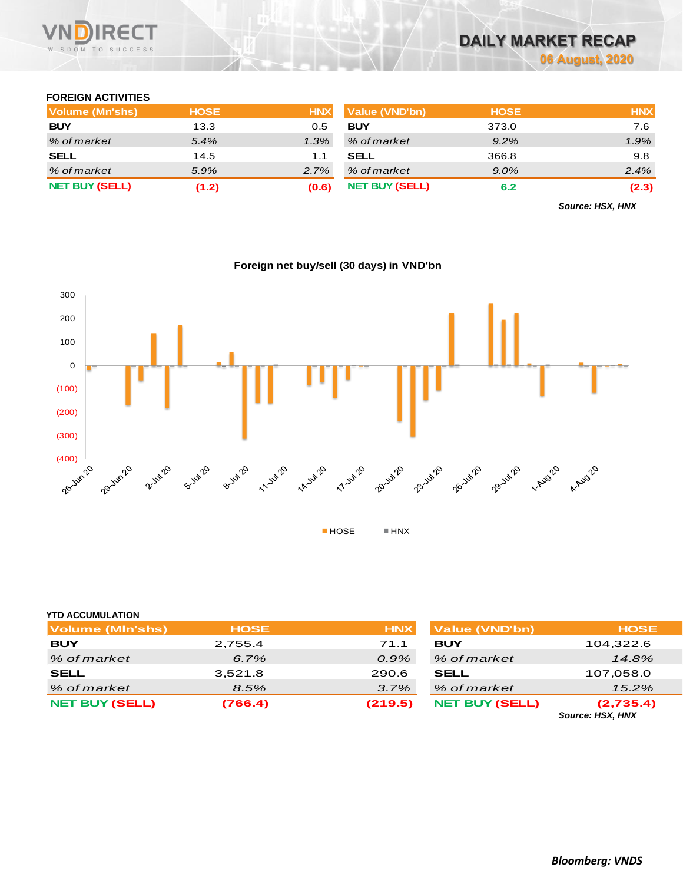# DAILY MARKET RECAP

06 August, 2020

### FOREIGN ACTIVITIES

| Volume (Mn'shs) | HOSE | HNX |
|---|---|---|
| BUY | 13.3 | 0.5 |
| *% of market* | *5.4%* | *1.3%* |
| SELL | 14.5 | 1.1 |
| *% of market* | *5.9%* | *2.7%* |
| NET BUY (SELL) | (1.2) | (0.6) |

| Value (VND'bn) | HOSE | HNX |
|---|---|---|
| BUY | 373.0 | 7.6 |
| *% of market* | *9.2%* | *1.9%* |
| SELL | 366.8 | 9.8 |
| *% of market* | *9.0%* | *2.4%* |
| NET BUY (SELL) | 6.2 | (2.3) |

*Source: HSX, HNX*

Foreign net buy/sell (30 days) in VND'bn

300
200
100
0
(100)
(200)
(300)
(400)

26-Jun 20, 29-Jun 20, 2-Jul 20, 5-Jul 20, 8-Jul 20, 11-Jul 20, 14-Jul 20, 17-Jul 20, 20-Jul 20, 23-Jul 20, 26-Jul 20, 29-Jul 20, 1-Aug 20, 4-Aug 20

HOSE HNX

### YTD ACCUMULATION

| Volume (Mln'shs) | HOSE | HNX |
|---|---|---|
| BUY | 2,755.4 | 71.1 |
| *% of market* | *6.7%* | *0.9%* |
| SELL | 3,521.8 | 290.6 |
| *% of market* | *8.5%* | *3.7%* |
| NET BUY (SELL) | (766.4) | (219.5) |

| Value (VND'bn) | HOSE |
|---|---|
| BUY | 104,322.6 |
| *% of market* | *14.8%* |
| SELL | 107,058.0 |
| *% of market* | *15.2%* |
| NET BUY (SELL) | (2,735.4) |

*Source: HSX, HNX*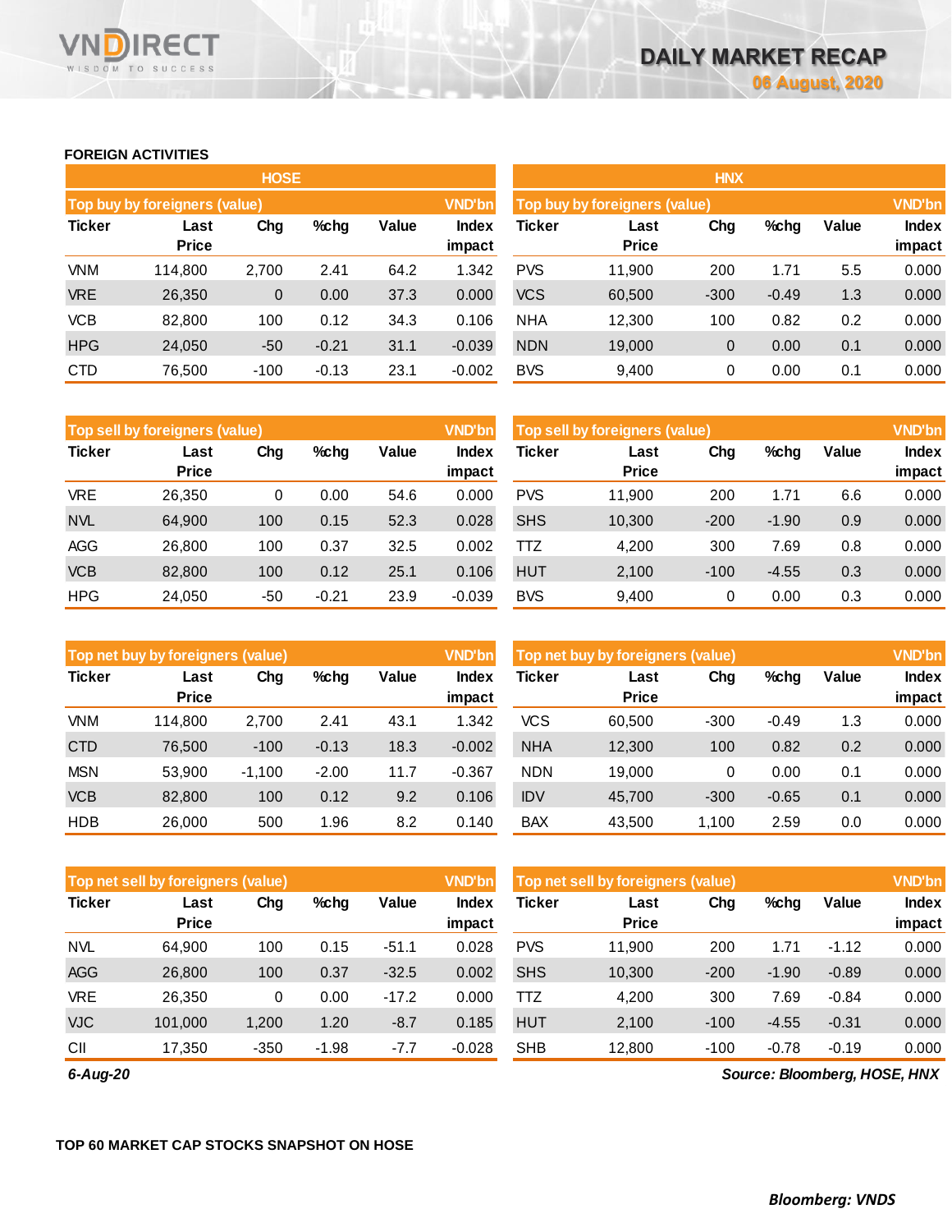# DAILY MARKET RECAP

06 August, 2020

## FOREIGN ACTIVITIES

### HOSE

| Top buy by foreigners (value) | | | | | VND'bn |
|---|---|---|---|---|---|
| Ticker | Last Price | Chg | %chg | Value | Index impact |
| VNM | 114,800 | 2,700 | 2.41 | 64.2 | 1.342 |
| VRE | 26,350 | 0 | 0.00 | 37.3 | 0.000 |
| VCB | 82,800 | 100 | 0.12 | 34.3 | 0.106 |
| HPG | 24,050 | -50 | -0.21 | 31.1 | -0.039 |
| CTD | 76,500 | -100 | -0.13 | 23.1 | -0.002 |

| Top sell by foreigners (value) | | | | | VND'bn |
|---|---|---|---|---|---|
| Ticker | Last Price | Chg | %chg | Value | Index impact |
| VRE | 26,350 | 0 | 0.00 | 54.6 | 0.000 |
| NVL | 64,900 | 100 | 0.15 | 52.3 | 0.028 |
| AGG | 26,800 | 100 | 0.37 | 32.5 | 0.002 |
| VCB | 82,800 | 100 | 0.12 | 25.1 | 0.106 |
| HPG | 24,050 | -50 | -0.21 | 23.9 | -0.039 |

| Top net buy by foreigners (value) | | | | | VND'bn |
|---|---|---|---|---|---|
| Ticker | Last Price | Chg | %chg | Value | Index impact |
| VNM | 114,800 | 2,700 | 2.41 | 43.1 | 1.342 |
| CTD | 76,500 | -100 | -0.13 | 18.3 | -0.002 |
| MSN | 53,900 | -1,100 | -2.00 | 11.7 | -0.367 |
| VCB | 82,800 | 100 | 0.12 | 9.2 | 0.106 |
| HDB | 26,000 | 500 | 1.96 | 8.2 | 0.140 |

| Top net sell by foreigners (value) | | | | | VND'bn |
|---|---|---|---|---|---|
| Ticker | Last Price | Chg | %chg | Value | Index impact |
| NVL | 64,900 | 100 | 0.15 | -51.1 | 0.028 |
| AGG | 26,800 | 100 | 0.37 | -32.5 | 0.002 |
| VRE | 26,350 | 0 | 0.00 | -17.2 | 0.000 |
| VJC | 101,000 | 1,200 | 1.20 | -8.7 | 0.185 |
| CII | 17,350 | -350 | -1.98 | -7.7 | -0.028 |

### HNX

| Top buy by foreigners (value) | | | | | VND'bn |
|---|---|---|---|---|---|
| Ticker | Last Price | Chg | %chg | Value | Index impact |
| PVS | 11,900 | 200 | 1.71 | 5.5 | 0.000 |
| VCS | 60,500 | -300 | -0.49 | 1.3 | 0.000 |
| NHA | 12,300 | 100 | 0.82 | 0.2 | 0.000 |
| NDN | 19,000 | 0 | 0.00 | 0.1 | 0.000 |
| BVS | 9,400 | 0 | 0.00 | 0.1 | 0.000 |

| Top sell by foreigners (value) | | | | | VND'bn |
|---|---|---|---|---|---|
| Ticker | Last Price | Chg | %chg | Value | Index impact |
| PVS | 11,900 | 200 | 1.71 | 6.6 | 0.000 |
| SHS | 10,300 | -200 | -1.90 | 0.9 | 0.000 |
| TTZ | 4,200 | 300 | 7.69 | 0.8 | 0.000 |
| HUT | 2,100 | -100 | -4.55 | 0.3 | 0.000 |
| BVS | 9,400 | 0 | 0.00 | 0.3 | 0.000 |

| Top net buy by foreigners (value) | | | | | VND'bn |
|---|---|---|---|---|---|
| Ticker | Last Price | Chg | %chg | Value | Index impact |
| VCS | 60,500 | -300 | -0.49 | 1.3 | 0.000 |
| NHA | 12,300 | 100 | 0.82 | 0.2 | 0.000 |
| NDN | 19,000 | 0 | 0.00 | 0.1 | 0.000 |
| IDV | 45,700 | -300 | -0.65 | 0.1 | 0.000 |
| BAX | 43,500 | 1,100 | 2.59 | 0.0 | 0.000 |

| Top net sell by foreigners (value) | | | | | VND'bn |
|---|---|---|---|---|---|
| Ticker | Last Price | Chg | %chg | Value | Index impact |
| PVS | 11,900 | 200 | 1.71 | -1.12 | 0.000 |
| SHS | 10,300 | -200 | -1.90 | -0.89 | 0.000 |
| TTZ | 4,200 | 300 | 7.69 | -0.84 | 0.000 |
| HUT | 2,100 | -100 | -4.55 | -0.31 | 0.000 |
| SHB | 12,800 | -100 | -0.78 | -0.19 | 0.000 |

*6-Aug-20*

*Source: Bloomberg, HOSE, HNX*

## TOP 60 MARKET CAP STOCKS SNAPSHOT ON HOSE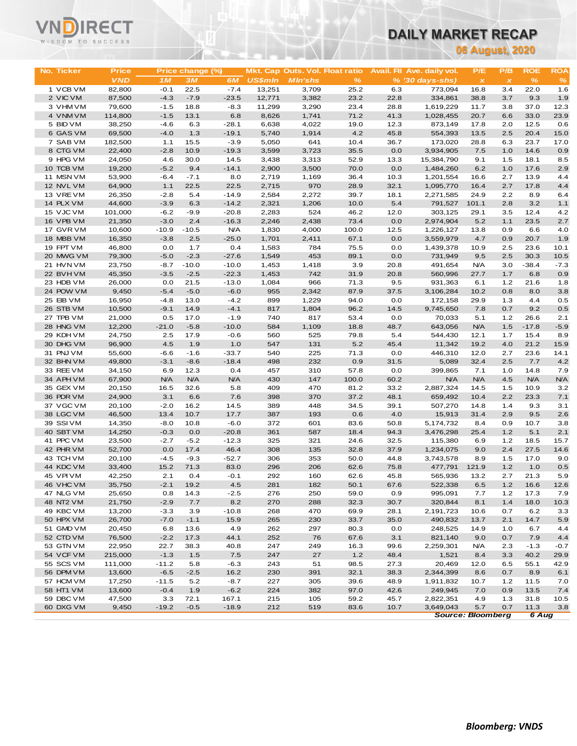# DAILY MARKET RECAP

**06 August, 2020**

| No. | Ticker | Price VND | Price change (%) 1M | 3M | 6M | Mkt. Cap US$mln | Outs. Vol. Mln'shs | Float ratio % | Avail. FII % | Ave. daily vol. (30 days-shs) | P/E x | P/B x | ROE % | ROA % |
|---|---|---|---|---|---|---|---|---|---|---|---|---|---|---|
| 1 | VCB VM | 82,800 | -0.1 | 22.5 | -7.4 | 13,251 | 3,709 | 25.2 | 6.3 | 773,094 | 16.8 | 3.4 | 22.0 | 1.6 |
| 2 | VIC VM | 87,500 | -4.3 | -7.9 | -23.5 | 12,771 | 3,382 | 23.2 | 22.8 | 334,861 | 38.8 | 3.7 | 9.3 | 1.9 |
| 3 | VHM VM | 79,600 | -1.5 | 18.8 | -8.3 | 11,299 | 3,290 | 23.4 | 28.8 | 1,619,229 | 11.7 | 3.8 | 37.0 | 12.3 |
| 4 | VNM VM | 114,800 | -1.5 | 13.1 | 6.8 | 8,626 | 1,741 | 71.2 | 41.3 | 1,028,455 | 20.7 | 6.6 | 33.0 | 23.9 |
| 5 | BID VM | 38,250 | -4.6 | 6.3 | -28.1 | 6,638 | 4,022 | 19.0 | 12.3 | 873,149 | 17.8 | 2.0 | 12.5 | 0.6 |
| 6 | GAS VM | 69,500 | -4.0 | 1.3 | -19.1 | 5,740 | 1,914 | 4.2 | 45.8 | 554,393 | 13.5 | 2.5 | 20.4 | 15.0 |
| 7 | SAB VM | 182,500 | 1.1 | 15.5 | -3.9 | 5,050 | 641 | 10.4 | 36.7 | 173,020 | 28.8 | 6.3 | 23.7 | 17.0 |
| 8 | CTG VM | 22,400 | -2.8 | 10.9 | -19.3 | 3,599 | 3,723 | 35.5 | 0.0 | 3,934,905 | 7.5 | 1.0 | 14.6 | 0.9 |
| 9 | HPG VM | 24,050 | 4.6 | 30.0 | 14.5 | 3,438 | 3,313 | 52.9 | 13.3 | 15,384,790 | 9.1 | 1.5 | 18.1 | 8.5 |
| 10 | TCB VM | 19,200 | -5.2 | 9.4 | -14.1 | 2,900 | 3,500 | 70.0 | 0.0 | 1,484,260 | 6.2 | 1.0 | 17.6 | 2.9 |
| 11 | MSN VM | 53,900 | -6.4 | -7.1 | 8.0 | 2,719 | 1,169 | 36.4 | 10.3 | 1,201,554 | 16.6 | 2.7 | 13.9 | 4.4 |
| 12 | NVL VM | 64,900 | 1.1 | 22.5 | 22.5 | 2,715 | 970 | 28.9 | 32.1 | 1,095,770 | 16.4 | 2.7 | 17.8 | 4.4 |
| 13 | VRE VM | 26,350 | -2.8 | 5.4 | -14.9 | 2,584 | 2,272 | 39.7 | 18.1 | 2,271,585 | 24.9 | 2.2 | 8.9 | 6.4 |
| 14 | PLX VM | 44,600 | -3.9 | 6.3 | -14.2 | 2,321 | 1,206 | 10.0 | 5.4 | 791,527 | 101.1 | 2.8 | 3.2 | 1.1 |
| 15 | VJC VM | 101,000 | -6.2 | -9.9 | -20.8 | 2,283 | 524 | 46.2 | 12.0 | 303,125 | 29.1 | 3.5 | 12.4 | 4.2 |
| 16 | VPB VM | 21,350 | -3.0 | 2.4 | -16.3 | 2,246 | 2,438 | 73.4 | 0.0 | 2,974,904 | 5.2 | 1.1 | 23.5 | 2.7 |
| 17 | GVR VM | 10,600 | -10.9 | -10.5 | N/A | 1,830 | 4,000 | 100.0 | 12.5 | 1,226,127 | 13.8 | 0.9 | 6.6 | 4.0 |
| 18 | MBB VM | 16,350 | -3.8 | 2.5 | -25.0 | 1,701 | 2,411 | 67.1 | 0.0 | 3,559,979 | 4.7 | 0.9 | 20.7 | 1.9 |
| 19 | FPT VM | 46,800 | 0.0 | 1.7 | 0.4 | 1,583 | 784 | 75.5 | 0.0 | 1,439,378 | 10.9 | 2.5 | 23.6 | 10.1 |
| 20 | MWG VM | 79,300 | -5.0 | -2.3 | -27.6 | 1,549 | 453 | 89.1 | 0.0 | 731,949 | 9.5 | 2.5 | 30.3 | 10.5 |
| 21 | HVN VM | 23,750 | -8.7 | -10.0 | -10.0 | 1,453 | 1,418 | 3.9 | 20.8 | 491,654 | N/A | 3.0 | -38.4 | -7.3 |
| 22 | BVH VM | 45,350 | -3.5 | -2.5 | -22.3 | 1,453 | 742 | 31.9 | 20.8 | 560,996 | 27.7 | 1.7 | 6.8 | 0.9 |
| 23 | HDB VM | 26,000 | 0.0 | 21.5 | -13.0 | 1,084 | 966 | 71.3 | 9.5 | 931,363 | 6.1 | 1.2 | 21.6 | 1.8 |
| 24 | POW VM | 9,450 | -5.4 | -5.0 | -6.0 | 955 | 2,342 | 87.9 | 37.5 | 3,106,284 | 10.2 | 0.8 | 8.0 | 3.8 |
| 25 | EIB VM | 16,950 | -4.8 | 13.0 | -4.2 | 899 | 1,229 | 94.0 | 0.0 | 172,158 | 29.9 | 1.3 | 4.4 | 0.5 |
| 26 | STB VM | 10,500 | -9.1 | 14.9 | -4.1 | 817 | 1,804 | 96.2 | 14.5 | 9,745,650 | 7.8 | 0.7 | 9.2 | 0.5 |
| 27 | TPB VM | 21,000 | 0.5 | 17.0 | -1.9 | 740 | 817 | 53.4 | 0.0 | 70,033 | 5.1 | 1.2 | 26.6 | 2.1 |
| 28 | HNG VM | 12,200 | -21.0 | -5.8 | -10.0 | 584 | 1,109 | 18.8 | 48.7 | 643,056 | N/A | 1.5 | -17.8 | -5.9 |
| 29 | KDH VM | 24,750 | 2.5 | 17.9 | -0.6 | 560 | 525 | 79.8 | 5.4 | 544,430 | 12.1 | 1.7 | 15.4 | 8.9 |
| 30 | DHG VM | 96,900 | 4.5 | 1.9 | 1.0 | 547 | 131 | 5.2 | 45.4 | 11,342 | 19.2 | 4.0 | 21.2 | 15.9 |
| 31 | PNJ VM | 55,600 | -6.6 | -1.6 | -33.7 | 540 | 225 | 71.3 | 0.0 | 446,310 | 12.0 | 2.7 | 23.6 | 14.1 |
| 32 | BHN VM | 49,800 | -3.1 | -8.6 | -18.4 | 498 | 232 | 0.9 | 31.5 | 5,089 | 32.4 | 2.5 | 7.7 | 4.2 |
| 33 | REE VM | 34,150 | 6.9 | 12.3 | 0.4 | 457 | 310 | 57.8 | 0.0 | 399,865 | 7.1 | 1.0 | 14.8 | 7.9 |
| 34 | APH VM | 67,900 | N/A | N/A | N/A | 430 | 147 | 100.0 | 60.2 | N/A | N/A | 4.5 | N/A | N/A |
| 35 | GEX VM | 20,150 | 16.5 | 32.6 | 5.8 | 409 | 470 | 81.2 | 33.2 | 2,887,324 | 14.5 | 1.5 | 10.9 | 3.2 |
| 36 | PDR VM | 24,900 | 3.1 | 6.6 | 7.6 | 398 | 370 | 37.2 | 48.1 | 659,492 | 10.4 | 2.2 | 23.3 | 7.1 |
| 37 | VGC VM | 20,100 | -2.0 | 16.2 | 14.5 | 389 | 448 | 34.5 | 39.1 | 507,270 | 14.8 | 1.4 | 9.3 | 3.1 |
| 38 | LGC VM | 46,500 | 13.4 | 10.7 | 17.7 | 387 | 193 | 0.6 | 4.0 | 15,913 | 31.4 | 2.9 | 9.5 | 2.6 |
| 39 | SSI VM | 14,350 | -8.0 | 10.8 | -6.0 | 372 | 601 | 83.6 | 50.8 | 5,174,732 | 8.4 | 0.9 | 10.7 | 3.8 |
| 40 | SBT VM | 14,250 | -0.3 | 0.0 | -20.8 | 361 | 587 | 18.4 | 94.3 | 3,476,298 | 25.4 | 1.2 | 5.1 | 2.1 |
| 41 | PPC VM | 23,500 | -2.7 | -5.2 | -12.3 | 325 | 321 | 24.6 | 32.5 | 115,380 | 6.9 | 1.2 | 18.5 | 15.7 |
| 42 | PHR VM | 52,700 | 0.0 | 17.4 | 46.4 | 308 | 135 | 32.8 | 37.9 | 1,234,075 | 9.0 | 2.4 | 27.5 | 14.6 |
| 43 | TCH VM | 20,100 | -4.5 | -9.3 | -52.7 | 306 | 353 | 50.0 | 44.8 | 3,743,578 | 8.9 | 1.5 | 17.0 | 9.0 |
| 44 | KDC VM | 33,400 | 15.2 | 71.3 | 83.0 | 296 | 206 | 62.6 | 75.8 | 477,791 | 121.9 | 1.2 | 1.0 | 0.5 |
| 45 | VPI VM | 42,250 | 2.1 | 0.4 | -0.1 | 292 | 160 | 62.6 | 45.8 | 565,936 | 13.2 | 2.7 | 21.3 | 5.9 |
| 46 | VHC VM | 35,750 | -2.1 | 19.2 | 4.5 | 281 | 182 | 50.1 | 67.6 | 522,338 | 6.5 | 1.2 | 16.6 | 12.6 |
| 47 | NLG VM | 25,650 | 0.8 | 14.3 | -2.5 | 276 | 250 | 59.0 | 0.9 | 995,091 | 7.7 | 1.2 | 17.3 | 7.9 |
| 48 | NT2 VM | 21,750 | -2.9 | 7.7 | 8.2 | 270 | 288 | 32.3 | 30.7 | 320,844 | 8.1 | 1.4 | 18.0 | 10.3 |
| 49 | KBC VM | 13,200 | -3.3 | 3.9 | -10.8 | 268 | 470 | 69.9 | 28.1 | 2,191,723 | 10.6 | 0.7 | 6.2 | 3.3 |
| 50 | HPX VM | 26,700 | -7.0 | -1.1 | 15.9 | 265 | 230 | 33.7 | 35.0 | 490,832 | 13.7 | 2.1 | 14.7 | 5.9 |
| 51 | GMD VM | 20,450 | 6.8 | 13.6 | 4.9 | 262 | 297 | 80.3 | 0.0 | 248,525 | 14.9 | 1.0 | 6.7 | 4.4 |
| 52 | CTD VM | 76,500 | -2.2 | 17.3 | 44.1 | 252 | 76 | 67.6 | 3.1 | 821,140 | 9.0 | 0.7 | 7.9 | 4.4 |
| 53 | GTN VM | 22,950 | 22.7 | 38.3 | 40.8 | 247 | 249 | 16.3 | 99.6 | 2,259,301 | N/A | 2.3 | -1.3 | -0.7 |
| 54 | VCF VM | 215,000 | -1.3 | 1.5 | 7.5 | 247 | 27 | 1.2 | 48.4 | 1,521 | 8.4 | 3.3 | 40.2 | 29.9 |
| 55 | SCS VM | 111,000 | -11.2 | 5.8 | -6.3 | 243 | 51 | 98.5 | 27.3 | 20,469 | 12.0 | 6.5 | 55.1 | 42.9 |
| 56 | DPM VM | 13,600 | -6.5 | -2.5 | 16.2 | 230 | 391 | 32.1 | 38.3 | 2,344,399 | 8.6 | 0.7 | 8.9 | 6.1 |
| 57 | HCM VM | 17,250 | -11.5 | 5.2 | -8.7 | 227 | 305 | 39.6 | 48.9 | 1,911,832 | 10.7 | 1.2 | 11.5 | 7.0 |
| 58 | HT1 VM | 13,600 | -0.4 | 1.9 | -6.2 | 224 | 382 | 97.0 | 42.6 | 249,945 | 7.0 | 0.9 | 13.5 | 7.4 |
| 59 | DBC VM | 47,500 | 3.3 | 72.1 | 167.1 | 215 | 105 | 59.2 | 45.7 | 2,822,351 | 4.9 | 1.3 | 31.8 | 10.5 |
| 60 | DXG VM | 9,450 | -19.2 | -0.5 | -18.9 | 212 | 519 | 83.6 | 10.7 | 3,649,043 | 5.7 | 0.7 | 11.3 | 3.8 |

*Source: Bloomberg* *6 Aug*

***Bloomberg: VNDS***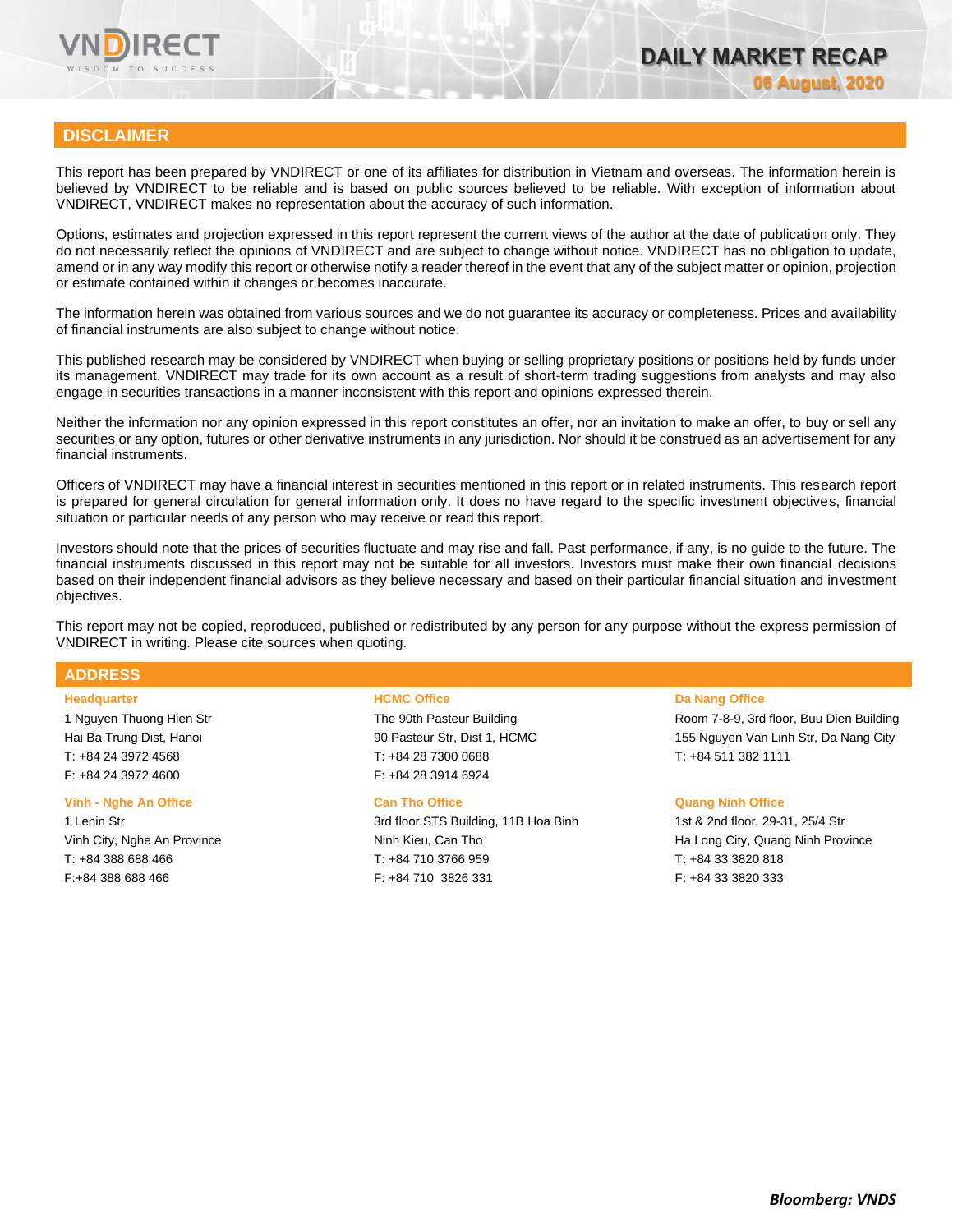## DISCLAIMER

This report has been prepared by VNDIRECT or one of its affiliates for distribution in Vietnam and overseas. The information herein is believed by VNDIRECT to be reliable and is based on public sources believed to be reliable. With exception of information about VNDIRECT, VNDIRECT makes no representation about the accuracy of such information.

Options, estimates and projection expressed in this report represent the current views of the author at the date of publication only. They do not necessarily reflect the opinions of VNDIRECT and are subject to change without notice. VNDIRECT has no obligation to update, amend or in any way modify this report or otherwise notify a reader thereof in the event that any of the subject matter or opinion, projection or estimate contained within it changes or becomes inaccurate.

The information herein was obtained from various sources and we do not guarantee its accuracy or completeness. Prices and availability of financial instruments are also subject to change without notice.

This published research may be considered by VNDIRECT when buying or selling proprietary positions or positions held by funds under its management. VNDIRECT may trade for its own account as a result of short-term trading suggestions from analysts and may also engage in securities transactions in a manner inconsistent with this report and opinions expressed therein.

Neither the information nor any opinion expressed in this report constitutes an offer, nor an invitation to make an offer, to buy or sell any securities or any option, futures or other derivative instruments in any jurisdiction. Nor should it be construed as an advertisement for any financial instruments.

Officers of VNDIRECT may have a financial interest in securities mentioned in this report or in related instruments. This research report is prepared for general circulation for general information only. It does no have regard to the specific investment objectives, financial situation or particular needs of any person who may receive or read this report.

Investors should note that the prices of securities fluctuate and may rise and fall. Past performance, if any, is no guide to the future. The financial instruments discussed in this report may not be suitable for all investors. Investors must make their own financial decisions based on their independent financial advisors as they believe necessary and based on their particular financial situation and investment objectives.

This report may not be copied, reproduced, published or redistributed by any person for any purpose without the express permission of VNDIRECT in writing. Please cite sources when quoting.

## ADDRESS

**Headquarter**
1 Nguyen Thuong Hien Str
Hai Ba Trung Dist, Hanoi
T: +84 24 3972 4568
F: +84 24 3972 4600

**HCMC Office**
The 90th Pasteur Building
90 Pasteur Str, Dist 1, HCMC
T: +84 28 7300 0688
F: +84 28 3914 6924

**Da Nang Office**
Room 7-8-9, 3rd floor, Buu Dien Building
155 Nguyen Van Linh Str, Da Nang City
T: +84 511 382 1111

**Vinh - Nghe An Office**
1 Lenin Str
Vinh City, Nghe An Province
T: +84 388 688 466
F:+84 388 688 466

**Can Tho Office**
3rd floor STS Building, 11B Hoa Binh
Ninh Kieu, Can Tho
T: +84 710 3766 959
F: +84 710 3826 331

**Quang Ninh Office**
1st & 2nd floor, 29-31, 25/4 Str
Ha Long City, Quang Ninh Province
T: +84 33 3820 818
F: +84 33 3820 333

***Bloomberg: VNDS***